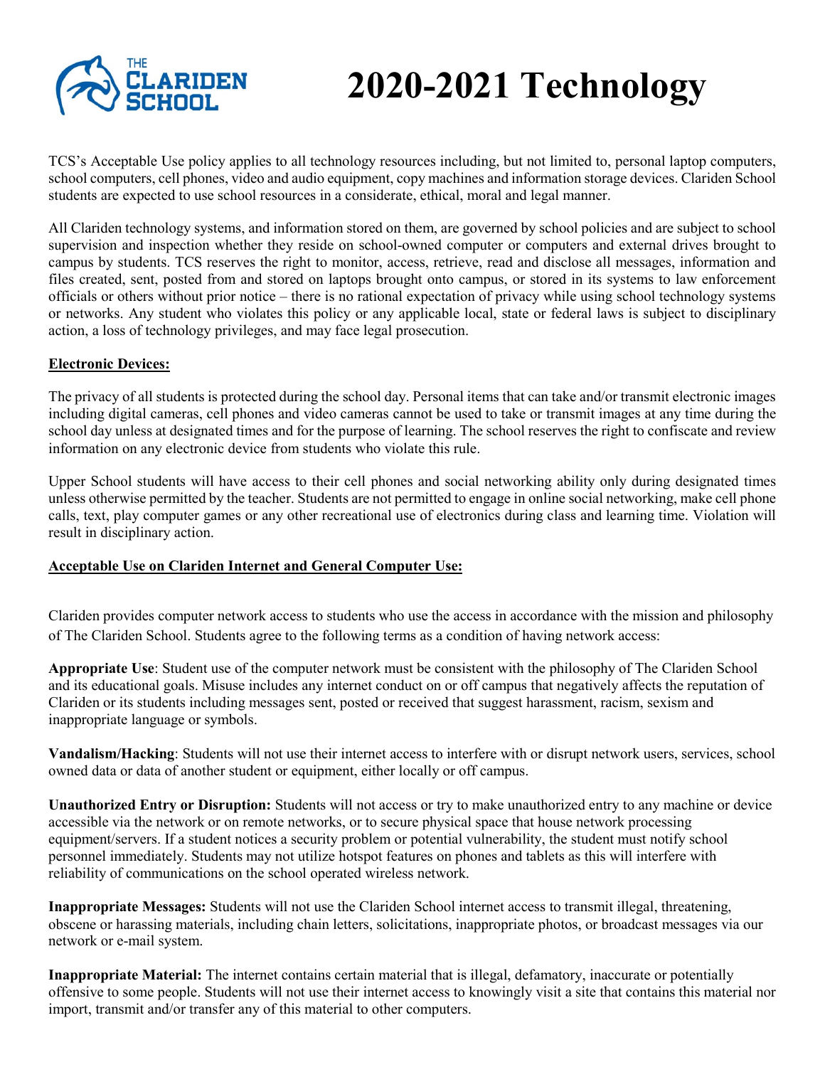# 2020-2021 Technology

TCS's Acceptable Use policy applies to all technology resources including, but not limited to, personal laptop computers, school computers, cell phones, video and audio equipment, copy machines and information storage devices. Clariden School students are expected to use school resources in a considerate, ethical, moral and legal manner.

All Clariden technology systems, and information stored on them, are governed by school policies and are subject to school supervision and inspection whether they reside on school-owned computer or computers and external drives brought to campus by students. TCS reserves the right to monitor, access, retrieve, read and disclose all messages, information and files created, sent, posted from and stored on laptops brought onto campus, or stored in its systems to law enforcement officials or others without prior notice – there is no rational expectation of privacy while using school technology systems or networks. Any student who violates this policy or any applicable local, state or federal laws is subject to disciplinary action, a loss of technology privileges, and may face legal prosecution.

**Electronic Devices:**

The privacy of all students is protected during the school day. Personal items that can take and/or transmit electronic images including digital cameras, cell phones and video cameras cannot be used to take or transmit images at any time during the school day unless at designated times and for the purpose of learning. The school reserves the right to confiscate and review information on any electronic device from students who violate this rule.

Upper School students will have access to their cell phones and social networking ability only during designated times unless otherwise permitted by the teacher. Students are not permitted to engage in online social networking, make cell phone calls, text, play computer games or any other recreational use of electronics during class and learning time. Violation will result in disciplinary action.

**Acceptable Use on Clariden Internet and General Computer Use:**

Clariden provides computer network access to students who use the access in accordance with the mission and philosophy of The Clariden School. Students agree to the following terms as a condition of having network access:

**Appropriate Use**: Student use of the computer network must be consistent with the philosophy of The Clariden School and its educational goals. Misuse includes any internet conduct on or off campus that negatively affects the reputation of Clariden or its students including messages sent, posted or received that suggest harassment, racism, sexism and inappropriate language or symbols.

**Vandalism/Hacking**: Students will not use their internet access to interfere with or disrupt network users, services, school owned data or data of another student or equipment, either locally or off campus.

**Unauthorized Entry or Disruption:** Students will not access or try to make unauthorized entry to any machine or device accessible via the network or on remote networks, or to secure physical space that house network processing equipment/servers. If a student notices a security problem or potential vulnerability, the student must notify school personnel immediately. Students may not utilize hotspot features on phones and tablets as this will interfere with reliability of communications on the school operated wireless network.

**Inappropriate Messages:** Students will not use the Clariden School internet access to transmit illegal, threatening, obscene or harassing materials, including chain letters, solicitations, inappropriate photos, or broadcast messages via our network or e-mail system.

**Inappropriate Material:** The internet contains certain material that is illegal, defamatory, inaccurate or potentially offensive to some people. Students will not use their internet access to knowingly visit a site that contains this material nor import, transmit and/or transfer any of this material to other computers.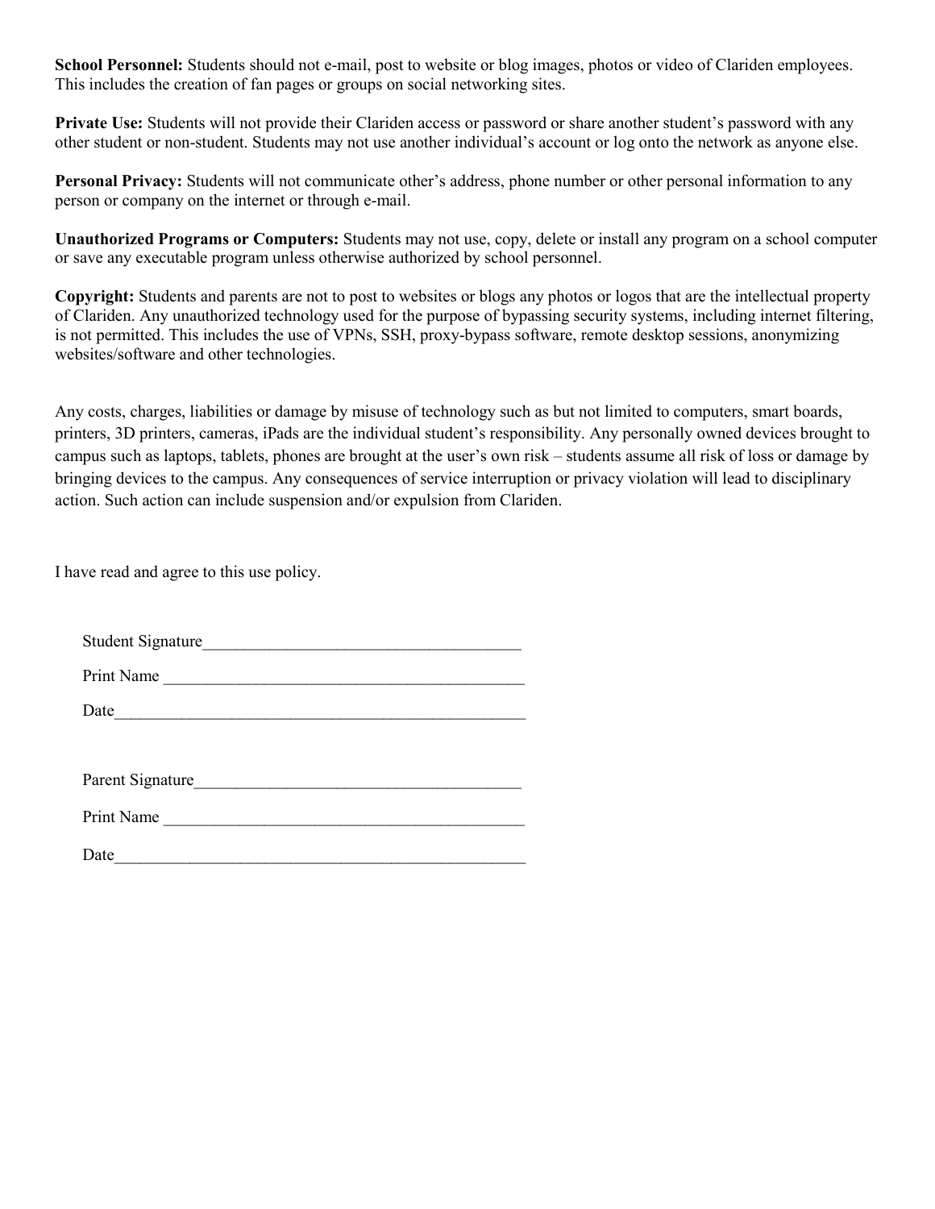**School Personnel:** Students should not e-mail, post to website or blog images, photos or video of Clariden employees. This includes the creation of fan pages or groups on social networking sites.

**Private Use:** Students will not provide their Clariden access or password or share another student's password with any other student or non-student. Students may not use another individual's account or log onto the network as anyone else.

**Personal Privacy:** Students will not communicate other's address, phone number or other personal information to any person or company on the internet or through e-mail.

**Unauthorized Programs or Computers:** Students may not use, copy, delete or install any program on a school computer or save any executable program unless otherwise authorized by school personnel.

**Copyright:** Students and parents are not to post to websites or blogs any photos or logos that are the intellectual property of Clariden. Any unauthorized technology used for the purpose of bypassing security systems, including internet filtering, is not permitted. This includes the use of VPNs, SSH, proxy-bypass software, remote desktop sessions, anonymizing websites/software and other technologies.

Any costs, charges, liabilities or damage by misuse of technology such as but not limited to computers, smart boards, printers, 3D printers, cameras, iPads are the individual student's responsibility. Any personally owned devices brought to campus such as laptops, tablets, phones are brought at the user's own risk – students assume all risk of loss or damage by bringing devices to the campus. Any consequences of service interruption or privacy violation will lead to disciplinary action. Such action can include suspension and/or expulsion from Clariden.

I have read and agree to this use policy.

Student Signature______________________________________

Print Name ___________________________________________

Date_________________________________________________

Parent Signature_______________________________________

Print Name ___________________________________________

Date_________________________________________________